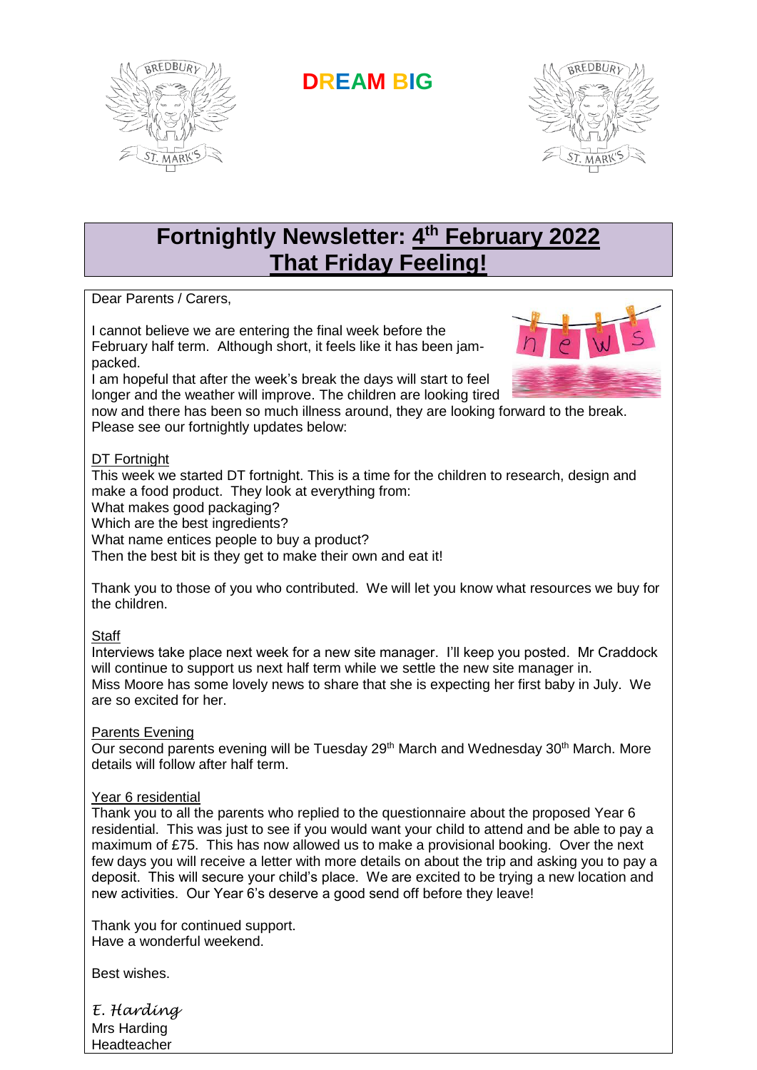**DREAM BIG**

# Fortnightly Newsletter: 4th February 2022
## That Friday Feeling!

Dear Parents / Carers,

I cannot believe we are entering the final week before the February half term. Although short, it feels like it has been jam-packed.

I am hopeful that after the week's break the days will start to feel longer and the weather will improve. The children are looking tired now and there has been so much illness around, they are looking forward to the break. Please see our fortnightly updates below:

<u>DT Fortnight</u>

This week we started DT fortnight. This is a time for the children to research, design and make a food product. They look at everything from:

What makes good packaging?

Which are the best ingredients?

What name entices people to buy a product?

Then the best bit is they get to make their own and eat it!

Thank you to those of you who contributed. We will let you know what resources we buy for the children.

<u>Staff</u>

Interviews take place next week for a new site manager. I'll keep you posted. Mr Craddock will continue to support us next half term while we settle the new site manager in.

Miss Moore has some lovely news to share that she is expecting her first baby in July. We are so excited for her.

<u>Parents Evening</u>

Our second parents evening will be Tuesday 29th March and Wednesday 30th March. More details will follow after half term.

<u>Year 6 residential</u>

Thank you to all the parents who replied to the questionnaire about the proposed Year 6 residential. This was just to see if you would want your child to attend and be able to pay a maximum of £75. This has now allowed us to make a provisional booking. Over the next few days you will receive a letter with more details on about the trip and asking you to pay a deposit. This will secure your child's place. We are excited to be trying a new location and new activities. Our Year 6's deserve a good send off before they leave!

Thank you for continued support.

Have a wonderful weekend.

Best wishes.

*E. Harding*

Mrs Harding

Headteacher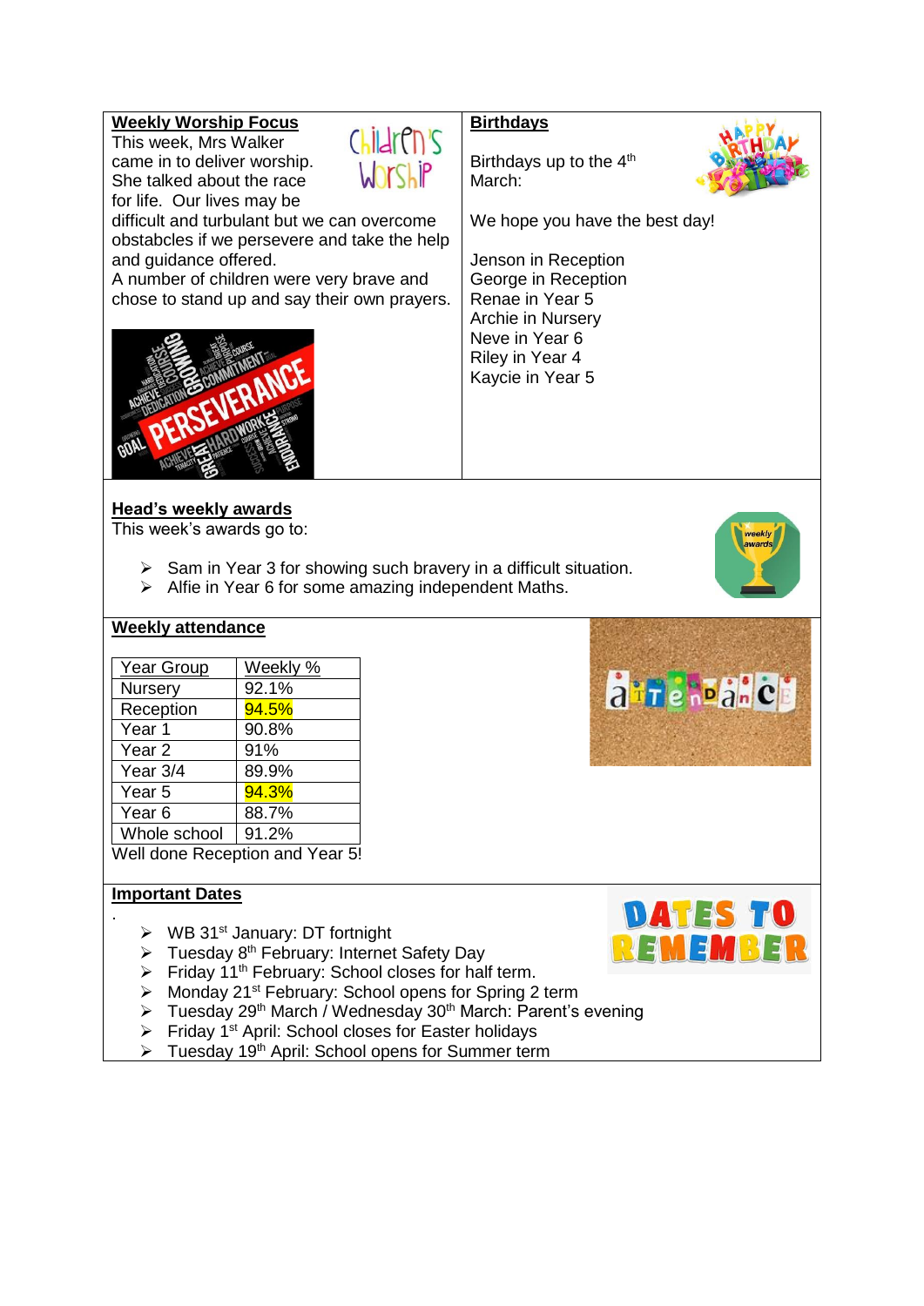## Weekly Worship Focus

This week, Mrs Walker came in to deliver worship. She talked about the race for life. Our lives may be difficult and turbulant but we can overcome obstabcles if we persevere and take the help and guidance offered.

A number of children were very brave and chose to stand up and say their own prayers.

## Birthdays

Birthdays up to the 4th March:

We hope you have the best day!

Jenson in Reception
George in Reception
Renae in Year 5
Archie in Nursery
Neve in Year 6
Riley in Year 4
Kaycie in Year 5

## Head's weekly awards

This week's awards go to:

- Sam in Year 3 for showing such bravery in a difficult situation.
- Alfie in Year 6 for some amazing independent Maths.

## Weekly attendance

| Year Group | Weekly % |
|---|---|
| Nursery | 92.1% |
| Reception | 94.5% |
| Year 1 | 90.8% |
| Year 2 | 91% |
| Year 3/4 | 89.9% |
| Year 5 | 94.3% |
| Year 6 | 88.7% |
| Whole school | 91.2% |

Well done Reception and Year 5!

## Important Dates

.

- WB 31st January: DT fortnight
- Tuesday 8th February: Internet Safety Day
- Friday 11th February: School closes for half term.
- Monday 21st February: School opens for Spring 2 term
- Tuesday 29th March / Wednesday 30th March: Parent's evening
- Friday 1st April: School closes for Easter holidays
- Tuesday 19th April: School opens for Summer term